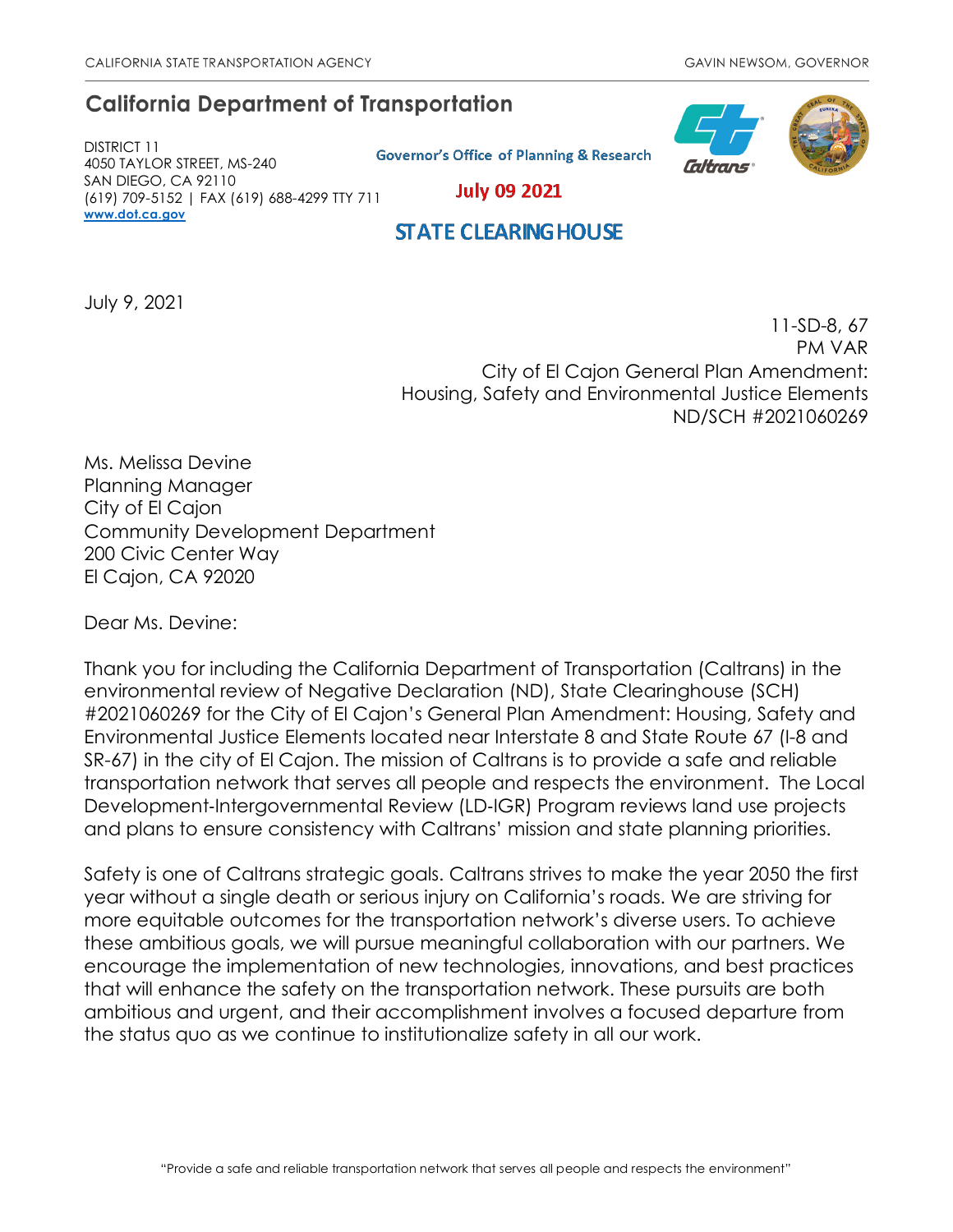CALIFORNIA STATE TRANSPORTATION AGENCY GAVIN NEWSOM, GOVERNOR

# California Department of Transportation

DISTRICT 11
4050 TAYLOR STREET, MS-240
SAN DIEGO, CA 92110
(619) 709-5152 | FAX (619) 688-4299 TTY 711
www.dot.ca.gov

Governor's Office of Planning & Research

July 09 2021

STATE CLEARINGHOUSE

July 9, 2021

11-SD-8, 67
PM VAR
City of El Cajon General Plan Amendment:
Housing, Safety and Environmental Justice Elements
ND/SCH #2021060269

Ms. Melissa Devine
Planning Manager
City of El Cajon
Community Development Department
200 Civic Center Way
El Cajon, CA 92020

Dear Ms. Devine:

Thank you for including the California Department of Transportation (Caltrans) in the environmental review of Negative Declaration (ND), State Clearinghouse (SCH) #2021060269 for the City of El Cajon's General Plan Amendment: Housing, Safety and Environmental Justice Elements located near Interstate 8 and State Route 67 (I-8 and SR-67) in the city of El Cajon. The mission of Caltrans is to provide a safe and reliable transportation network that serves all people and respects the environment. The Local Development-Intergovernmental Review (LD-IGR) Program reviews land use projects and plans to ensure consistency with Caltrans' mission and state planning priorities.

Safety is one of Caltrans strategic goals. Caltrans strives to make the year 2050 the first year without a single death or serious injury on California's roads. We are striving for more equitable outcomes for the transportation network's diverse users. To achieve these ambitious goals, we will pursue meaningful collaboration with our partners. We encourage the implementation of new technologies, innovations, and best practices that will enhance the safety on the transportation network. These pursuits are both ambitious and urgent, and their accomplishment involves a focused departure from the status quo as we continue to institutionalize safety in all our work.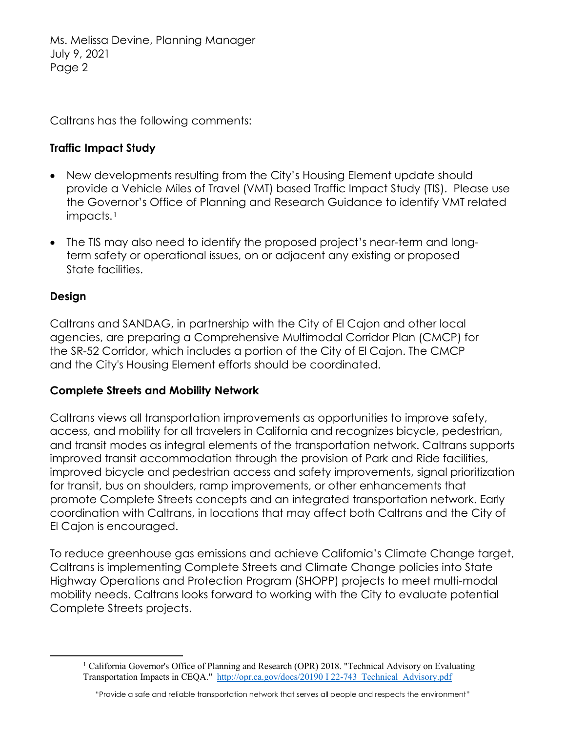Caltrans has the following comments:

**Traffic Impact Study**

- New developments resulting from the City's Housing Element update should provide a Vehicle Miles of Travel (VMT) based Traffic Impact Study (TIS). Please use the Governor's Office of Planning and Research Guidance to identify VMT related impacts.[1]
- The TIS may also need to identify the proposed project's near-term and long-term safety or operational issues, on or adjacent any existing or proposed State facilities.

**Design**

Caltrans and SANDAG, in partnership with the City of El Cajon and other local agencies, are preparing a Comprehensive Multimodal Corridor Plan (CMCP) for the SR-52 Corridor, which includes a portion of the City of El Cajon. The CMCP and the City's Housing Element efforts should be coordinated.

**Complete Streets and Mobility Network**

Caltrans views all transportation improvements as opportunities to improve safety, access, and mobility for all travelers in California and recognizes bicycle, pedestrian, and transit modes as integral elements of the transportation network. Caltrans supports improved transit accommodation through the provision of Park and Ride facilities, improved bicycle and pedestrian access and safety improvements, signal prioritization for transit, bus on shoulders, ramp improvements, or other enhancements that promote Complete Streets concepts and an integrated transportation network. Early coordination with Caltrans, in locations that may affect both Caltrans and the City of El Cajon is encouraged.

To reduce greenhouse gas emissions and achieve California's Climate Change target, Caltrans is implementing Complete Streets and Climate Change policies into State Highway Operations and Protection Program (SHOPP) projects to meet multi-modal mobility needs. Caltrans looks forward to working with the City to evaluate potential Complete Streets projects.

[1] California Governor's Office of Planning and Research (OPR) 2018. "Technical Advisory on Evaluating Transportation Impacts in CEQA." http://opr.ca.gov/docs/20190 I 22-743_Technical_Advisory.pdf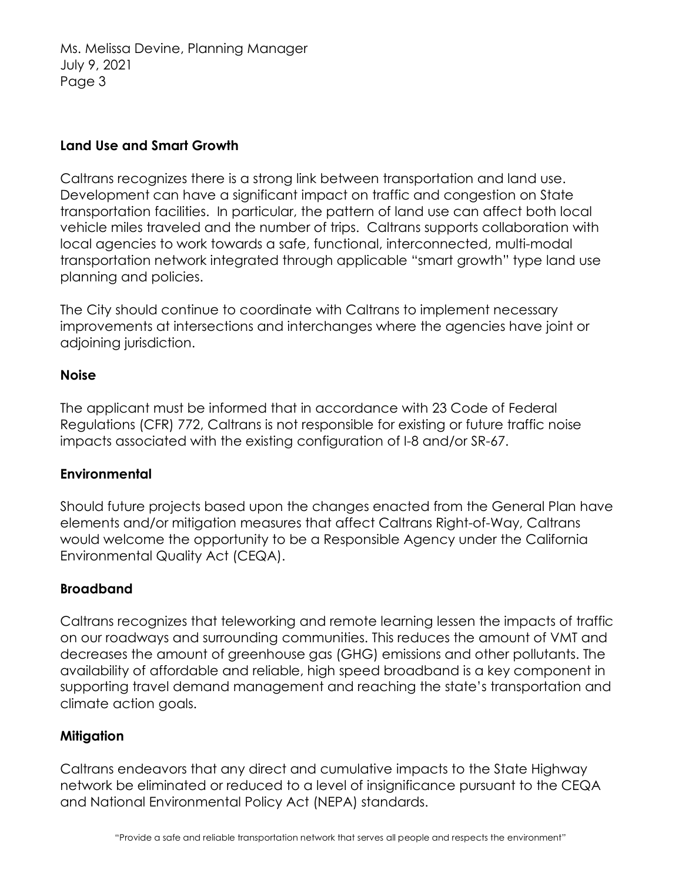**Land Use and Smart Growth**

Caltrans recognizes there is a strong link between transportation and land use. Development can have a significant impact on traffic and congestion on State transportation facilities. In particular, the pattern of land use can affect both local vehicle miles traveled and the number of trips. Caltrans supports collaboration with local agencies to work towards a safe, functional, interconnected, multi-modal transportation network integrated through applicable "smart growth" type land use planning and policies.

The City should continue to coordinate with Caltrans to implement necessary improvements at intersections and interchanges where the agencies have joint or adjoining jurisdiction.

**Noise**

The applicant must be informed that in accordance with 23 Code of Federal Regulations (CFR) 772, Caltrans is not responsible for existing or future traffic noise impacts associated with the existing configuration of I-8 and/or SR-67.

**Environmental**

Should future projects based upon the changes enacted from the General Plan have elements and/or mitigation measures that affect Caltrans Right-of-Way, Caltrans would welcome the opportunity to be a Responsible Agency under the California Environmental Quality Act (CEQA).

**Broadband**

Caltrans recognizes that teleworking and remote learning lessen the impacts of traffic on our roadways and surrounding communities. This reduces the amount of VMT and decreases the amount of greenhouse gas (GHG) emissions and other pollutants. The availability of affordable and reliable, high speed broadband is a key component in supporting travel demand management and reaching the state's transportation and climate action goals.

**Mitigation**

Caltrans endeavors that any direct and cumulative impacts to the State Highway network be eliminated or reduced to a level of insignificance pursuant to the CEQA and National Environmental Policy Act (NEPA) standards.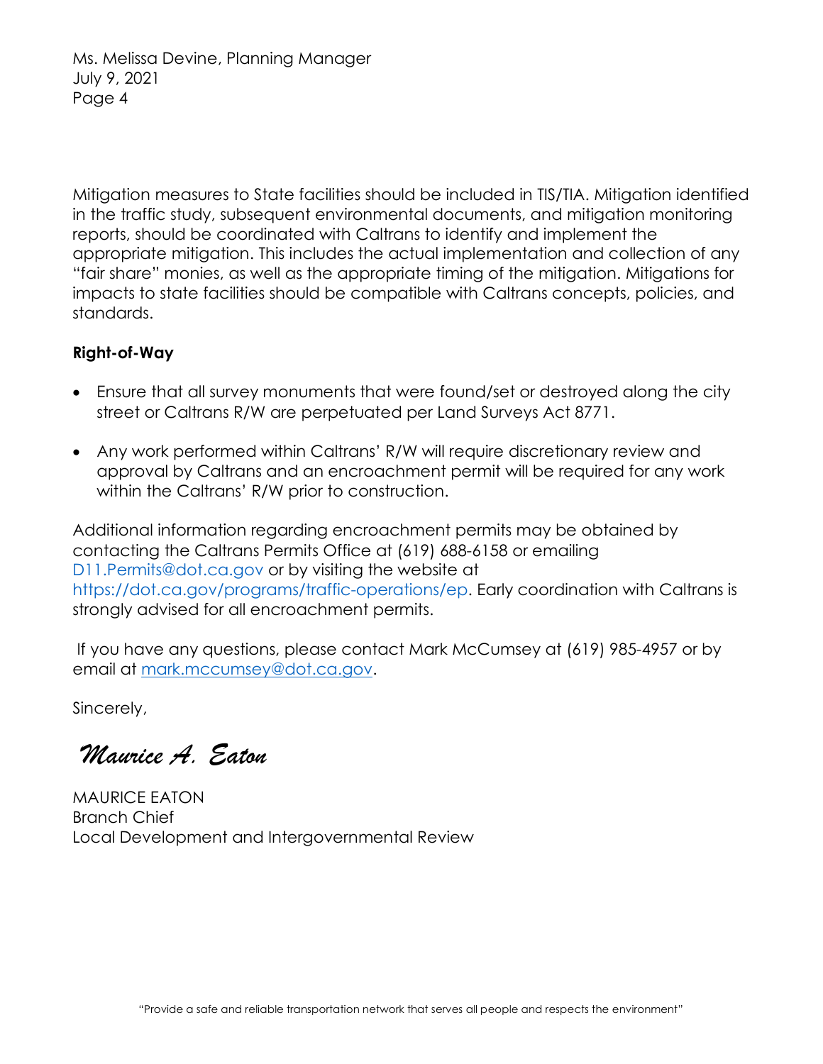Mitigation measures to State facilities should be included in TIS/TIA. Mitigation identified in the traffic study, subsequent environmental documents, and mitigation monitoring reports, should be coordinated with Caltrans to identify and implement the appropriate mitigation. This includes the actual implementation and collection of any "fair share" monies, as well as the appropriate timing of the mitigation. Mitigations for impacts to state facilities should be compatible with Caltrans concepts, policies, and standards.

**Right-of-Way**

- Ensure that all survey monuments that were found/set or destroyed along the city street or Caltrans R/W are perpetuated per Land Surveys Act 8771.
- Any work performed within Caltrans' R/W will require discretionary review and approval by Caltrans and an encroachment permit will be required for any work within the Caltrans' R/W prior to construction.

Additional information regarding encroachment permits may be obtained by contacting the Caltrans Permits Office at (619) 688-6158 or emailing D11.Permits@dot.ca.gov or by visiting the website at https://dot.ca.gov/programs/traffic-operations/ep. Early coordination with Caltrans is strongly advised for all encroachment permits.

If you have any questions, please contact Mark McCumsey at (619) 985-4957 or by email at mark.mccumsey@dot.ca.gov.

Sincerely,

*Maurice A. Eaton*

MAURICE EATON
Branch Chief
Local Development and Intergovernmental Review

"Provide a safe and reliable transportation network that serves all people and respects the environment"